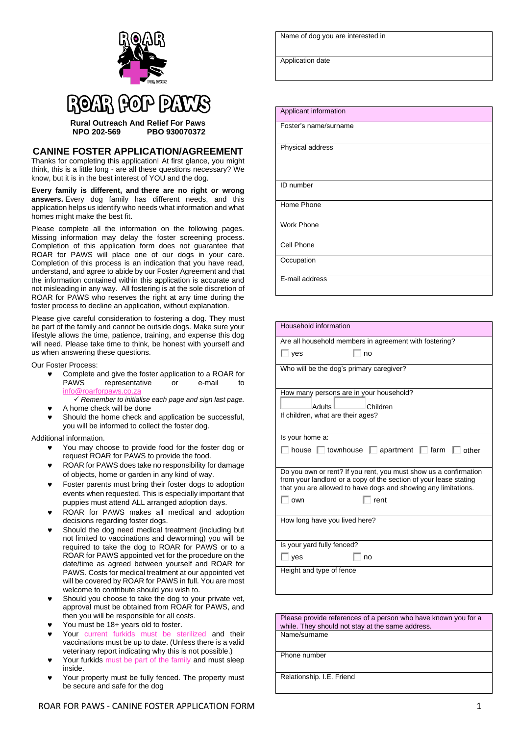# ROAR FOR PAWS

**Rural Outreach And Relief For Paws**
**NPO 202-569 PBO 930070372**

## CANINE FOSTER APPLICATION/AGREEMENT

Thanks for completing this application! At first glance, you might think, this is a little long - are all these questions necessary? We know, but it is in the best interest of YOU and the dog.

**Every family is different, and there are no right or wrong answers.** Every dog family has different needs, and this application helps us identify who needs what information and what homes might make the best fit.

Please complete all the information on the following pages. Missing information may delay the foster screening process. Completion of this application form does not guarantee that ROAR for PAWS will place one of our dogs in your care. Completion of this process is an indication that you have read, understand, and agree to abide by our Foster Agreement and that the information contained within this application is accurate and not misleading in any way. All fostering is at the sole discretion of ROAR for PAWS who reserves the right at any time during the foster process to decline an application, without explanation.

Please give careful consideration to fostering a dog. They must be part of the family and cannot be outside dogs. Make sure your lifestyle allows the time, patience, training, and expense this dog will need. Please take time to think, be honest with yourself and us when answering these questions.

Our Foster Process:

- Complete and give the foster application to a ROAR for PAWS representative or e-mail to info@roarforpaws.co.za
  - ✓ *Remember to initialise each page and sign last page.*
- A home check will be done
- Should the home check and application be successful, you will be informed to collect the foster dog.

Additional information.

- You may choose to provide food for the foster dog or request ROAR for PAWS to provide the food.
- ROAR for PAWS does take no responsibility for damage of objects, home or garden in any kind of way.
- Foster parents must bring their foster dogs to adoption events when requested. This is especially important that puppies must attend ALL arranged adoption days.
- ROAR for PAWS makes all medical and adoption decisions regarding foster dogs.
- Should the dog need medical treatment (including but not limited to vaccinations and deworming) you will be required to take the dog to ROAR for PAWS or to a ROAR for PAWS appointed vet for the procedure on the date/time as agreed between yourself and ROAR for PAWS. Costs for medical treatment at our appointed vet will be covered by ROAR for PAWS in full. You are most welcome to contribute should you wish to.
- Should you choose to take the dog to your private vet, approval must be obtained from ROAR for PAWS, and then you will be responsible for all costs.
- You must be 18+ years old to foster.
- Your current furkids must be sterilized and their vaccinations must be up to date. (Unless there is a valid veterinary report indicating why this is not possible.)
- Your furkids must be part of the family and must sleep inside.
- Your property must be fully fenced. The property must be secure and safe for the dog

| Name of dog you are interested in |
|---|
| Application date |

| Applicant information |
|---|
| Foster's name/surname |
| Physical address |
| ID number |
| Home Phone<br><br>Work Phone<br><br>Cell Phone |
| Occupation |
| E-mail address |

| Household information |
|---|
| Are all household members in agreement with fostering?<br>☐ yes ☐ no |
| Who will be the dog's primary caregiver? |
| How many persons are in your household?<br>☐ Adults ☐ Children<br>If children, what are their ages? |
| Is your home a:<br>☐ house ☐ townhouse ☐ apartment ☐ farm ☐ other |
| Do you own or rent? If you rent, you must show us a confirmation from your landlord or a copy of the section of your lease stating that you are allowed to have dogs and showing any limitations.<br>☐ own ☐ rent |
| How long have you lived here? |
| Is your yard fully fenced?<br>☐ yes ☐ no |
| Height and type of fence |

| Please provide references of a person who have known you for a while. They should not stay at the same address. |
|---|
| Name/surname |
| Phone number |
| Relationship. I.E. Friend |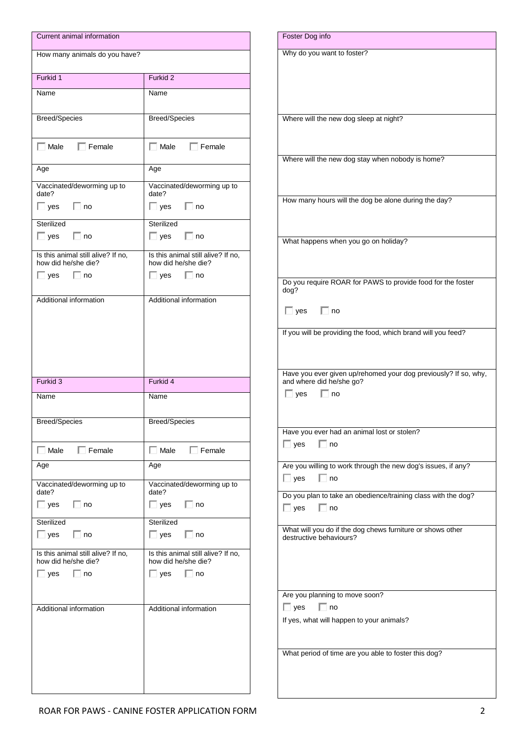## Current animal information

How many animals do you have?

| Furkid 1 | Furkid 2 |
|---|---|
| Name | Name |
| Breed/Species | Breed/Species |
| ☐ Male ☐ Female | ☐ Male ☐ Female |
| Age | Age |
| Vaccinated/deworming up to date? ☐ yes ☐ no | Vaccinated/deworming up to date? ☐ yes ☐ no |
| Sterilized ☐ yes ☐ no | Sterilized ☐ yes ☐ no |
| Is this animal still alive? If no, how did he/she die? ☐ yes ☐ no | Is this animal still alive? If no, how did he/she die? ☐ yes ☐ no |
| Additional information | Additional information |

| Furkid 3 | Furkid 4 |
|---|---|
| Name | Name |
| Breed/Species | Breed/Species |
| ☐ Male ☐ Female | ☐ Male ☐ Female |
| Age | Age |
| Vaccinated/deworming up to date? ☐ yes ☐ no | Vaccinated/deworming up to date? ☐ yes ☐ no |
| Sterilized ☐ yes ☐ no | Sterilized ☐ yes ☐ no |
| Is this animal still alive? If no, how did he/she die? ☐ yes ☐ no | Is this animal still alive? If no, how did he/she die? ☐ yes ☐ no |
| Additional information | Additional information |

## Foster Dog info

Why do you want to foster?

Where will the new dog sleep at night?

Where will the new dog stay when nobody is home?

How many hours will the dog be alone during the day?

What happens when you go on holiday?

Do you require ROAR for PAWS to provide food for the foster dog?

☐ yes ☐ no

If you will be providing the food, which brand will you feed?

Have you ever given up/rehomed your dog previously? If so, why, and where did he/she go?

☐ yes ☐ no

Have you ever had an animal lost or stolen?

☐ yes ☐ no

Are you willing to work through the new dog's issues, if any?

☐ yes ☐ no

Do you plan to take an obedience/training class with the dog?

☐ yes ☐ no

What will you do if the dog chews furniture or shows other destructive behaviours?

Are you planning to move soon?

☐ yes ☐ no

If yes, what will happen to your animals?

What period of time are you able to foster this dog?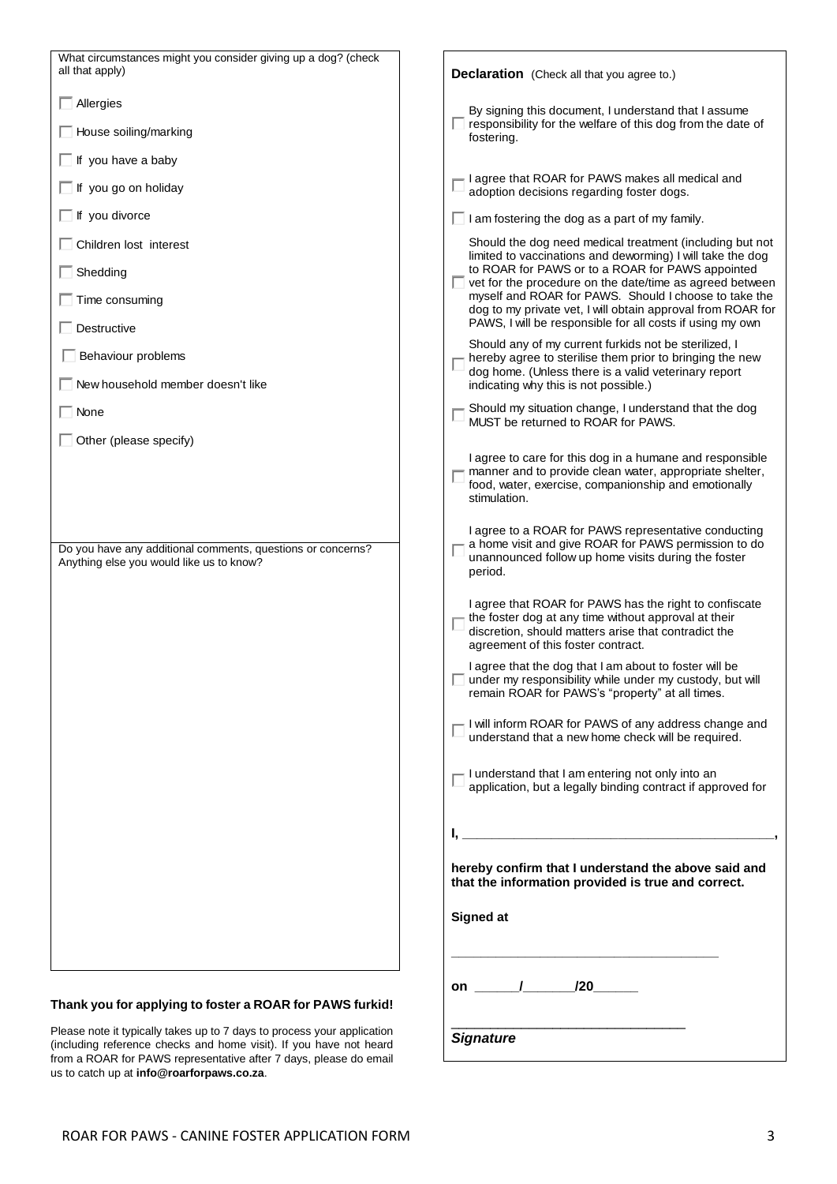What circumstances might you consider giving up a dog? (check all that apply)

- [ ] Allergies
- [ ] House soiling/marking
- [ ] If you have a baby
- [ ] If you go on holiday
- [ ] If you divorce
- [ ] Children lost interest
- [ ] Shedding
- [ ] Time consuming
- [ ] Destructive
- [ ] Behaviour problems
- [ ] New household member doesn't like
- [ ] None
- [ ] Other (please specify)

Do you have any additional comments, questions or concerns? Anything else you would like us to know?

**Thank you for applying to foster a ROAR for PAWS furkid!**

Please note it typically takes up to 7 days to process your application (including reference checks and home visit). If you have not heard from a ROAR for PAWS representative after 7 days, please do email us to catch up at **info@roarforpaws.co.za**.

**Declaration** (Check all that you agree to.)

- [ ] By signing this document, I understand that I assume responsibility for the welfare of this dog from the date of fostering.
- [ ] I agree that ROAR for PAWS makes all medical and adoption decisions regarding foster dogs.
- [ ] I am fostering the dog as a part of my family.
- [ ] Should the dog need medical treatment (including but not limited to vaccinations and deworming) I will take the dog to ROAR for PAWS or to a ROAR for PAWS appointed vet for the procedure on the date/time as agreed between myself and ROAR for PAWS. Should I choose to take the dog to my private vet, I will obtain approval from ROAR for PAWS, I will be responsible for all costs if using my own
- [ ] Should any of my current furkids not be sterilized, I hereby agree to sterilise them prior to bringing the new dog home. (Unless there is a valid veterinary report indicating why this is not possible.)
- [ ] Should my situation change, I understand that the dog MUST be returned to ROAR for PAWS.
- [ ] I agree to care for this dog in a humane and responsible manner and to provide clean water, appropriate shelter, food, water, exercise, companionship and emotionally stimulation.
- [ ] I agree to a ROAR for PAWS representative conducting a home visit and give ROAR for PAWS permission to do unannounced follow up home visits during the foster period.
- [ ] I agree that ROAR for PAWS has the right to confiscate the foster dog at any time without approval at their discretion, should matters arise that contradict the agreement of this foster contract.
- [ ] I agree that the dog that I am about to foster will be under my responsibility while under my custody, but will remain ROAR for PAWS's "property" at all times.
- [ ] I will inform ROAR for PAWS of any address change and understand that a new home check will be required.
- [ ] I understand that I am entering not only into an application, but a legally binding contract if approved for

**I, ____________________________________________,**

**hereby confirm that I understand the above said and that the information provided is true and correct.**

**Signed at**

______________________________________

**on ______/_______/20______**

________________________________

***Signature***